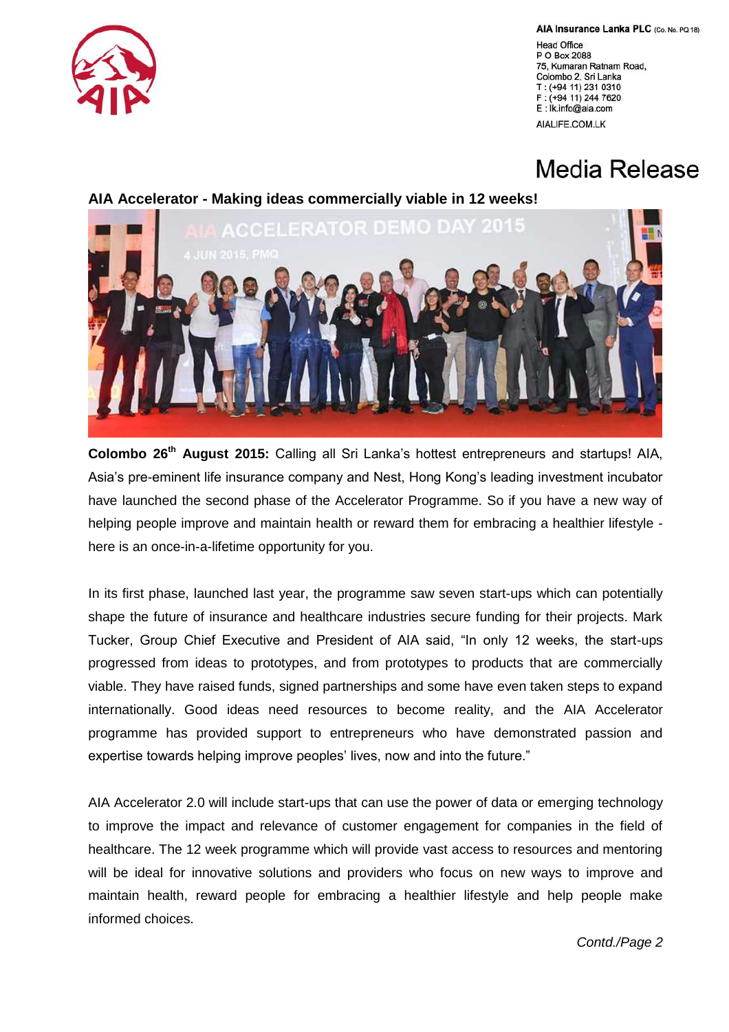AIA Insurance Lanka PLC (Co. No. PQ 18)

Head Office
P O Box 2088
75, Kumaran Ratnam Road,
Colombo 2. Sri Lanka
T : (+94 11) 231 0310
F : (+94 11) 244 7620
E : lk.info@aia.com

AIALIFE.COM.LK

# Media Release

## AIA Accelerator - Making ideas commercially viable in 12 weeks!

**Colombo 26th August 2015:** Calling all Sri Lanka's hottest entrepreneurs and startups! AIA, Asia's pre-eminent life insurance company and Nest, Hong Kong's leading investment incubator have launched the second phase of the Accelerator Programme. So if you have a new way of helping people improve and maintain health or reward them for embracing a healthier lifestyle - here is an once-in-a-lifetime opportunity for you.

In its first phase, launched last year, the programme saw seven start-ups which can potentially shape the future of insurance and healthcare industries secure funding for their projects. Mark Tucker, Group Chief Executive and President of AIA said, "In only 12 weeks, the start-ups progressed from ideas to prototypes, and from prototypes to products that are commercially viable. They have raised funds, signed partnerships and some have even taken steps to expand internationally. Good ideas need resources to become reality, and the AIA Accelerator programme has provided support to entrepreneurs who have demonstrated passion and expertise towards helping improve peoples' lives, now and into the future."

AIA Accelerator 2.0 will include start-ups that can use the power of data or emerging technology to improve the impact and relevance of customer engagement for companies in the field of healthcare. The 12 week programme which will provide vast access to resources and mentoring will be ideal for innovative solutions and providers who focus on new ways to improve and maintain health, reward people for embracing a healthier lifestyle and help people make informed choices.

*Contd./Page 2*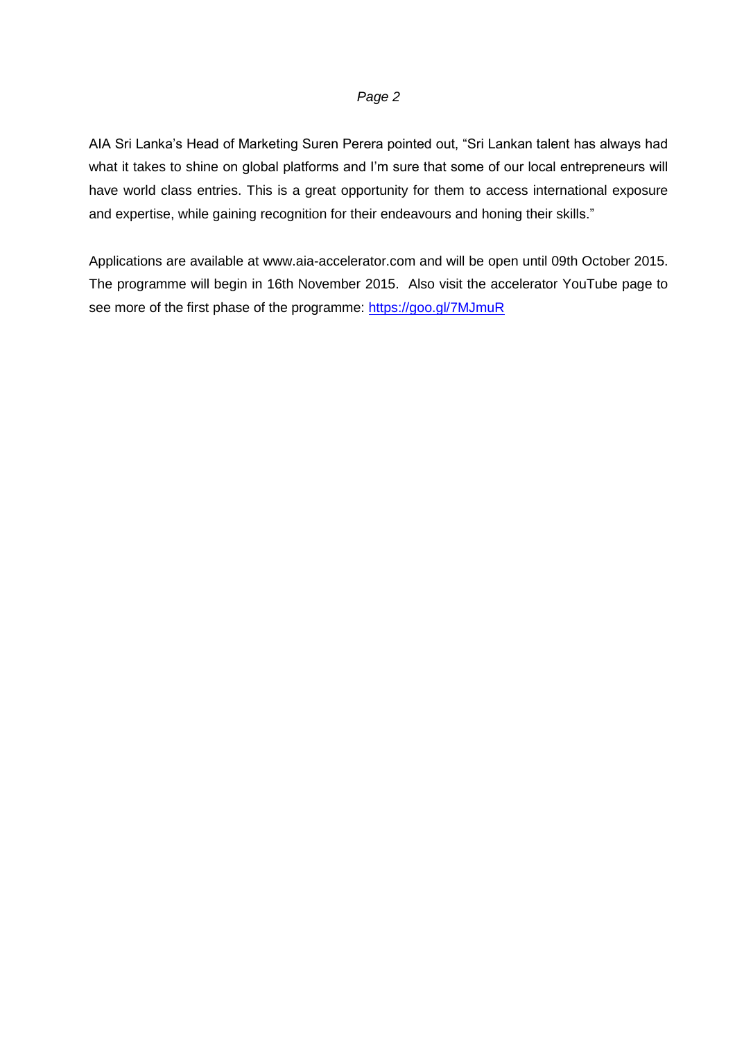AIA Sri Lanka's Head of Marketing Suren Perera pointed out, "Sri Lankan talent has always had what it takes to shine on global platforms and I'm sure that some of our local entrepreneurs will have world class entries. This is a great opportunity for them to access international exposure and expertise, while gaining recognition for their endeavours and honing their skills."

Applications are available at www.aia-accelerator.com and will be open until 09th October 2015. The programme will begin in 16th November 2015. Also visit the accelerator YouTube page to see more of the first phase of the programme: [https://goo.gl/7MJmuR](https://goo.gl/7MJmuR)